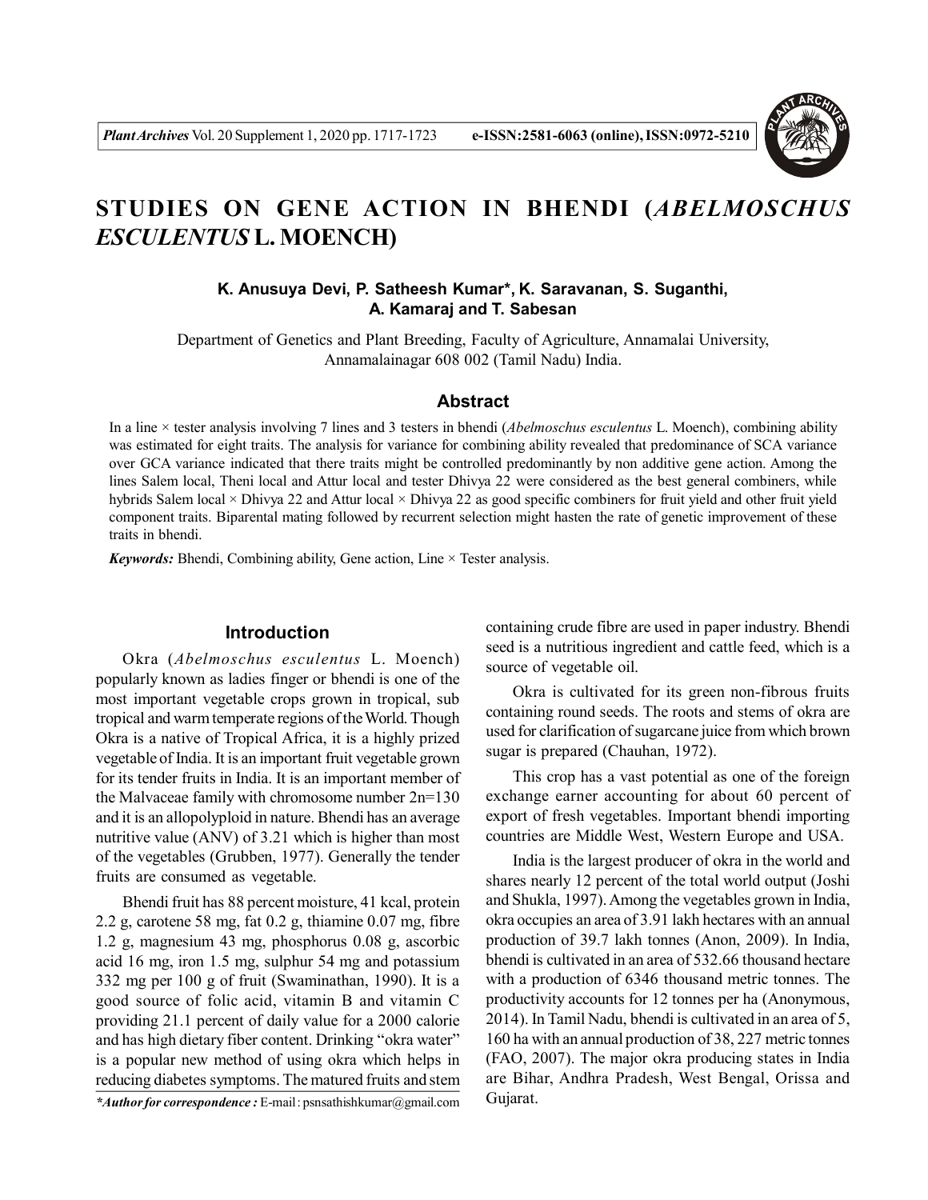# STUDIES ON GENE ACTION IN BHENDI (*ABELMOSCHUS ESCULENTUS* L. MOENCH)

**K. Anusuya Devi, P. Satheesh Kumar*, K. Saravanan, S. Suganthi, A. Kamaraj and T. Sabesan**

Department of Genetics and Plant Breeding, Faculty of Agriculture, Annamalai University, Annamalainagar 608 002 (Tamil Nadu) India.

## Abstract

In a line × tester analysis involving 7 lines and 3 testers in bhendi (*Abelmoschus esculentus* L. Moench), combining ability was estimated for eight traits. The analysis for variance for combining ability revealed that predominance of SCA variance over GCA variance indicated that there traits might be controlled predominantly by non additive gene action. Among the lines Salem local, Theni local and Attur local and tester Dhivya 22 were considered as the best general combiners, while hybrids Salem local × Dhivya 22 and Attur local × Dhivya 22 as good specific combiners for fruit yield and other fruit yield component traits. Biparental mating followed by recurrent selection might hasten the rate of genetic improvement of these traits in bhendi.

***Keywords:*** Bhendi, Combining ability, Gene action, Line × Tester analysis.

## Introduction

Okra (*Abelmoschus esculentus* L. Moench) popularly known as ladies finger or bhendi is one of the most important vegetable crops grown in tropical, sub tropical and warm temperate regions of the World. Though Okra is a native of Tropical Africa, it is a highly prized vegetable of India. It is an important fruit vegetable grown for its tender fruits in India. It is an important member of the Malvaceae family with chromosome number 2n=130 and it is an allopolyploid in nature. Bhendi has an average nutritive value (ANV) of 3.21 which is higher than most of the vegetables (Grubben, 1977). Generally the tender fruits are consumed as vegetable.

Bhendi fruit has 88 percent moisture, 41 kcal, protein 2.2 g, carotene 58 mg, fat 0.2 g, thiamine 0.07 mg, fibre 1.2 g, magnesium 43 mg, phosphorus 0.08 g, ascorbic acid 16 mg, iron 1.5 mg, sulphur 54 mg and potassium 332 mg per 100 g of fruit (Swaminathan, 1990). It is a good source of folic acid, vitamin B and vitamin C providing 21.1 percent of daily value for a 2000 calorie and has high dietary fiber content. Drinking "okra water" is a popular new method of using okra which helps in reducing diabetes symptoms. The matured fruits and stem containing crude fibre are used in paper industry. Bhendi seed is a nutritious ingredient and cattle feed, which is a source of vegetable oil.

Okra is cultivated for its green non-fibrous fruits containing round seeds. The roots and stems of okra are used for clarification of sugarcane juice from which brown sugar is prepared (Chauhan, 1972).

This crop has a vast potential as one of the foreign exchange earner accounting for about 60 percent of export of fresh vegetables. Important bhendi importing countries are Middle West, Western Europe and USA.

India is the largest producer of okra in the world and shares nearly 12 percent of the total world output (Joshi and Shukla, 1997). Among the vegetables grown in India, okra occupies an area of 3.91 lakh hectares with an annual production of 39.7 lakh tonnes (Anon, 2009). In India, bhendi is cultivated in an area of 532.66 thousand hectare with a production of 6346 thousand metric tonnes. The productivity accounts for 12 tonnes per ha (Anonymous, 2014). In Tamil Nadu, bhendi is cultivated in an area of 5, 160 ha with an annual production of 38, 227 metric tonnes (FAO, 2007). The major okra producing states in India are Bihar, Andhra Pradesh, West Bengal, Orissa and Gujarat.

****Author for correspondence :*** E-mail : psnsathishkumar@gmail.com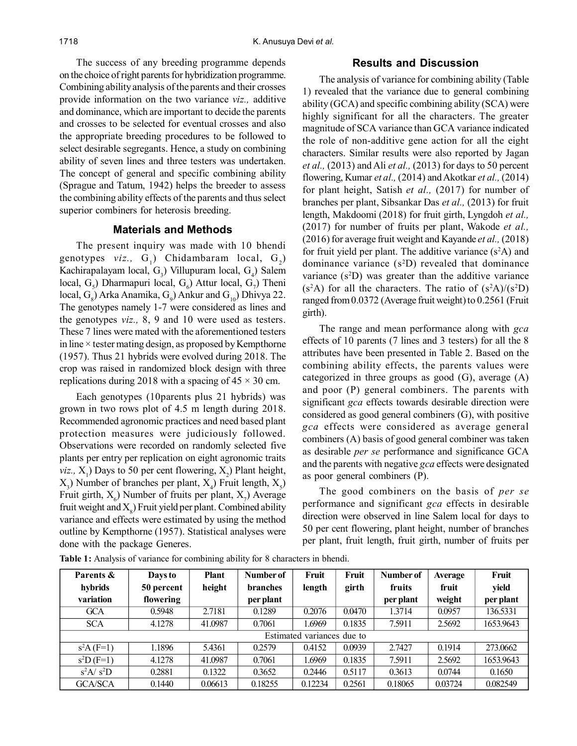The success of any breeding programme depends on the choice of right parents for hybridization programme. Combining ability analysis of the parents and their crosses provide information on the two variance *viz.,* additive and dominance, which are important to decide the parents and crosses to be selected for eventual crosses and also the appropriate breeding procedures to be followed to select desirable segregants. Hence, a study on combining ability of seven lines and three testers was undertaken. The concept of general and specific combining ability (Sprague and Tatum, 1942) helps the breeder to assess the combining ability effects of the parents and thus select superior combiners for heterosis breeding.

## Materials and Methods

The present inquiry was made with 10 bhendi genotypes *viz.,* $G_1$) Chidambaram local, $G_2$) Kachirapalayam local, $G_3$) Villupuram local, $G_4$) Salem local, $G_5$) Dharmapuri local, $G_6$) Attur local, $G_7$) Theni local, $G_8$) Arka Anamika, $G_9$) Ankur and $G_{10}$) Dhivya 22. The genotypes namely 1-7 were considered as lines and the genotypes *viz.,* 8, 9 and 10 were used as testers. These 7 lines were mated with the aforementioned testers in line × tester mating design, as proposed by Kempthorne (1957). Thus 21 hybrids were evolved during 2018. The crop was raised in randomized block design with three replications during 2018 with a spacing of 45 × 30 cm.

Each genotypes (10parents plus 21 hybrids) was grown in two rows plot of 4.5 m length during 2018. Recommended agronomic practices and need based plant protection measures were judiciously followed. Observations were recorded on randomly selected five plants per entry per replication on eight agronomic traits *viz.,* $X_1$) Days to 50 per cent flowering, $X_2$) Plant height, $X_3$) Number of branches per plant, $X_4$) Fruit length, $X_5$) Fruit girth, $X_6$) Number of fruits per plant, $X_7$) Average fruit weight and $X_8$) Fruit yield per plant. Combined ability variance and effects were estimated by using the method outline by Kempthorne (1957). Statistical analyses were done with the package Generes.

## Results and Discussion

The analysis of variance for combining ability (Table 1) revealed that the variance due to general combining ability (GCA) and specific combining ability (SCA) were highly significant for all the characters. The greater magnitude of SCA variance than GCA variance indicated the role of non-additive gene action for all the eight characters. Similar results were also reported by Jagan *et al.,* (2013) and Ali *et al.,* (2013) for days to 50 percent flowering, Kumar *et al.,* (2014) and Akotkar *et al.,* (2014) for plant height, Satish *et al.,* (2017) for number of branches per plant, Sibsankar Das *et al.,* (2013) for fruit length, Makdoomi (2018) for fruit girth, Lyngdoh *et al.,* (2017) for number of fruits per plant, Wakode *et al.,* (2016) for average fruit weight and Kayande *et al.,* (2018) for fruit yield per plant. The additive variance ($s^2A$) and dominance variance ($s^2D$) revealed that dominance variance ($s^2D$) was greater than the additive variance ($s^2A$) for all the characters. The ratio of ($s^2A$)/($s^2D$) ranged from 0.0372 (Average fruit weight) to 0.2561 (Fruit girth).

The range and mean performance along with *gca* effects of 10 parents (7 lines and 3 testers) for all the 8 attributes have been presented in Table 2. Based on the combining ability effects, the parents values were categorized in three groups as good (G), average (A) and poor (P) general combiners. The parents with significant *gca* effects towards desirable direction were considered as good general combiners (G), with positive *gca* effects were considered as average general combiners (A) basis of good general combiner was taken as desirable *per se* performance and significance GCA and the parents with negative *gca* effects were designated as poor general combiners (P).

The good combiners on the basis of *per se* performance and significant *gca* effects in desirable direction were observed in line Salem local for days to 50 per cent flowering, plant height, number of branches per plant, fruit length, fruit girth, number of fruits per

**Table 1:** Analysis of variance for combining ability for 8 characters in bhendi.

| Parents & hybrids variation | Days to 50 percent flowering | Plant height | Number of branches per plant | Fruit length | Fruit girth | Number of fruits per plant | Average fruit weight | Fruit yield per plant |
|---|---|---|---|---|---|---|---|---|
| GCA | 0.5948 | 2.7181 | 0.1289 | 0.2076 | 0.0470 | 1.3714 | 0.0957 | 136.5331 |
| SCA | 4.1278 | 41.0987 | 0.7061 | 1.6969 | 0.1835 | 7.5911 | 2.5692 | 1653.9643 |
| Estimated variances due to | | | | | | | | |
| $s^2A$ (F=1) | 1.1896 | 5.4361 | 0.2579 | 0.4152 | 0.0939 | 2.7427 | 0.1914 | 273.0662 |
| $s^2D$ (F=1) | 4.1278 | 41.0987 | 0.7061 | 1.6969 | 0.1835 | 7.5911 | 2.5692 | 1653.9643 |
| $s^2A$/ $s^2D$ | 0.2881 | 0.1322 | 0.3652 | 0.2446 | 0.5117 | 0.3613 | 0.0744 | 0.1650 |
| GCA/SCA | 0.1440 | 0.06613 | 0.18255 | 0.12234 | 0.2561 | 0.18065 | 0.03724 | 0.082549 |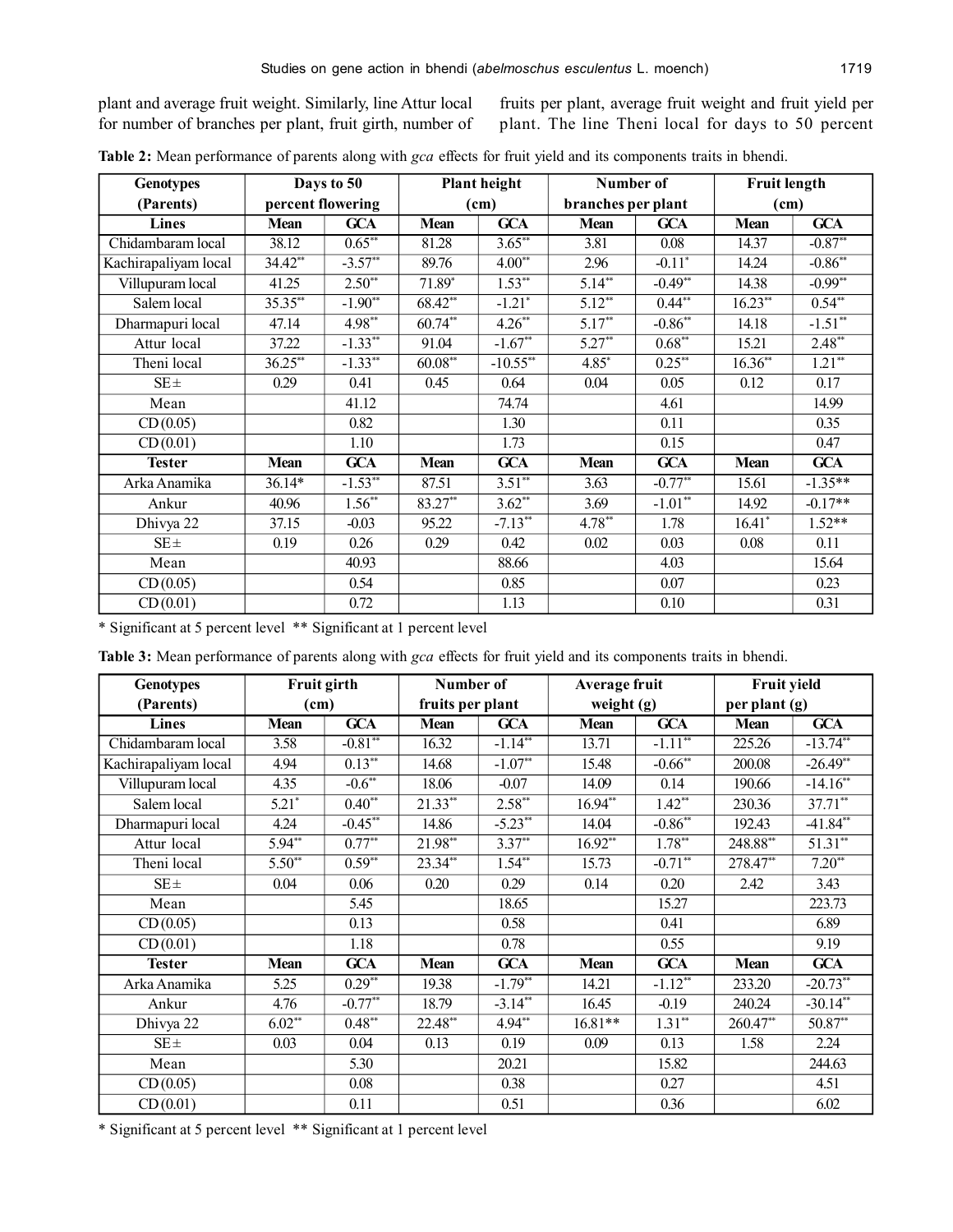plant and average fruit weight. Similarly, line Attur local for number of branches per plant, fruit girth, number of fruits per plant, average fruit weight and fruit yield per plant. The line Theni local for days to 50 percent

**Table 2:** Mean performance of parents along with *gca* effects for fruit yield and its components traits in bhendi.

| Genotypes (Parents) | Days to 50 percent flowering | | Plant height (cm) | | Number of branches per plant | | Fruit length (cm) | |
|---|---|---|---|---|---|---|---|---|
| **Lines** | **Mean** | **GCA** | **Mean** | **GCA** | **Mean** | **GCA** | **Mean** | **GCA** |
| Chidambaram local | 38.12 | 0.65** | 81.28 | 3.65** | 3.81 | 0.08 | 14.37 | -0.87** |
| Kachirapaliyam local | 34.42** | -3.57** | 89.76 | 4.00** | 2.96 | -0.11* | 14.24 | -0.86** |
| Villupuram local | 41.25 | 2.50** | 71.89* | 1.53** | 5.14** | -0.49** | 14.38 | -0.99** |
| Salem local | 35.35** | -1.90** | 68.42** | -1.21* | 5.12** | 0.44** | 16.23** | 0.54** |
| Dharmapuri local | 47.14 | 4.98** | 60.74** | 4.26** | 5.17** | -0.86** | 14.18 | -1.51** |
| Attur local | 37.22 | -1.33** | 91.04 | -1.67** | 5.27** | 0.68** | 15.21 | 2.48** |
| Theni local | 36.25** | -1.33** | 60.08** | -10.55** | 4.85* | 0.25** | 16.36** | 1.21** |
| SE± | 0.29 | 0.41 | 0.45 | 0.64 | 0.04 | 0.05 | 0.12 | 0.17 |
| Mean | | 41.12 | | 74.74 | | 4.61 | | 14.99 |
| CD (0.05) | | 0.82 | | 1.30 | | 0.11 | | 0.35 |
| CD (0.01) | | 1.10 | | 1.73 | | 0.15 | | 0.47 |
| **Tester** | **Mean** | **GCA** | **Mean** | **GCA** | **Mean** | **GCA** | **Mean** | **GCA** |
| Arka Anamika | 36.14* | -1.53** | 87.51 | 3.51** | 3.63 | -0.77** | 15.61 | -1.35** |
| Ankur | 40.96 | 1.56** | 83.27** | 3.62** | 3.69 | -1.01** | 14.92 | -0.17** |
| Dhivya 22 | 37.15 | -0.03 | 95.22 | -7.13** | 4.78** | 1.78 | 16.41* | 1.52** |
| SE± | 0.19 | 0.26 | 0.29 | 0.42 | 0.02 | 0.03 | 0.08 | 0.11 |
| Mean | | 40.93 | | 88.66 | | 4.03 | | 15.64 |
| CD (0.05) | | 0.54 | | 0.85 | | 0.07 | | 0.23 |
| CD (0.01) | | 0.72 | | 1.13 | | 0.10 | | 0.31 |

\* Significant at 5 percent level ** Significant at 1 percent level

**Table 3:** Mean performance of parents along with *gca* effects for fruit yield and its components traits in bhendi.

| Genotypes (Parents) | Fruit girth (cm) | | Number of fruits per plant | | Average fruit weight (g) | | Fruit yield per plant (g) | |
|---|---|---|---|---|---|---|---|---|
| **Lines** | **Mean** | **GCA** | **Mean** | **GCA** | **Mean** | **GCA** | **Mean** | **GCA** |
| Chidambaram local | 3.58 | -0.81** | 16.32 | -1.14** | 13.71 | -1.11** | 225.26 | -13.74** |
| Kachirapaliyam local | 4.94 | 0.13** | 14.68 | -1.07** | 15.48 | -0.66** | 200.08 | -26.49** |
| Villupuram local | 4.35 | -0.6** | 18.06 | -0.07 | 14.09 | 0.14 | 190.66 | -14.16** |
| Salem local | 5.21* | 0.40** | 21.33** | 2.58** | 16.94** | 1.42** | 230.36 | 37.71** |
| Dharmapuri local | 4.24 | -0.45** | 14.86 | -5.23** | 14.04 | -0.86** | 192.43 | -41.84** |
| Attur local | 5.94** | 0.77** | 21.98** | 3.37** | 16.92** | 1.78** | 248.88** | 51.31** |
| Theni local | 5.50** | 0.59** | 23.34** | 1.54** | 15.73 | -0.71** | 278.47** | 7.20** |
| SE± | 0.04 | 0.06 | 0.20 | 0.29 | 0.14 | 0.20 | 2.42 | 3.43 |
| Mean | | 5.45 | | 18.65 | | 15.27 | | 223.73 |
| CD (0.05) | | 0.13 | | 0.58 | | 0.41 | | 6.89 |
| CD (0.01) | | 1.18 | | 0.78 | | 0.55 | | 9.19 |
| **Tester** | **Mean** | **GCA** | **Mean** | **GCA** | **Mean** | **GCA** | **Mean** | **GCA** |
| Arka Anamika | 5.25 | 0.29** | 19.38 | -1.79** | 14.21 | -1.12** | 233.20 | -20.73** |
| Ankur | 4.76 | -0.77** | 18.79 | -3.14** | 16.45 | -0.19 | 240.24 | -30.14** |
| Dhivya 22 | 6.02** | 0.48** | 22.48** | 4.94** | 16.81** | 1.31** | 260.47** | 50.87** |
| SE± | 0.03 | 0.04 | 0.13 | 0.19 | 0.09 | 0.13 | 1.58 | 2.24 |
| Mean | | 5.30 | | 20.21 | | 15.82 | | 244.63 |
| CD (0.05) | | 0.08 | | 0.38 | | 0.27 | | 4.51 |
| CD (0.01) | | 0.11 | | 0.51 | | 0.36 | | 6.02 |

\* Significant at 5 percent level ** Significant at 1 percent level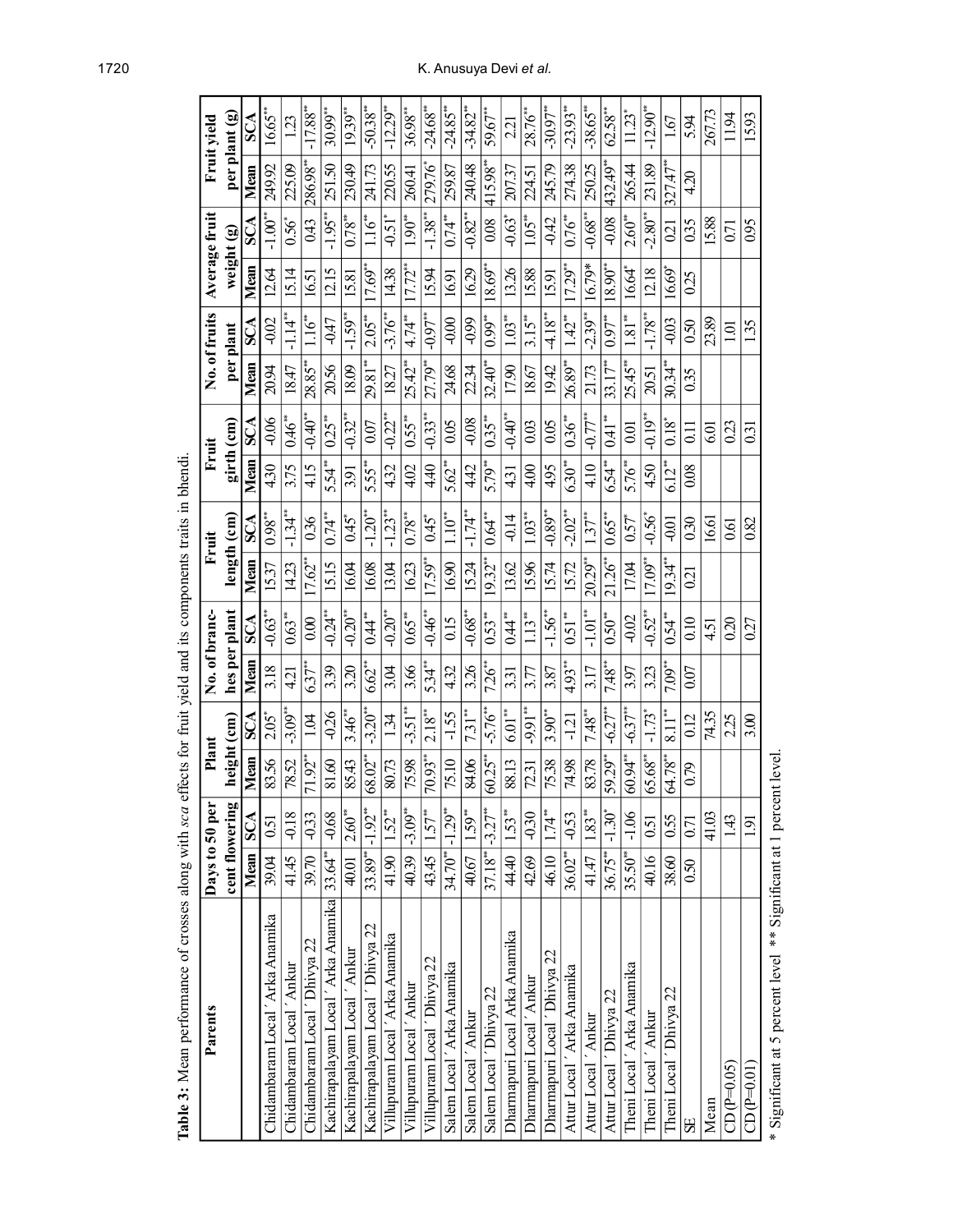**Table 3:** Mean performance of crosses along with *sca* effects for fruit yield and its components traits in bhendi.

| Parents | Days to 50 per cent flowering | | Plant height (cm) | | No. of branches per plant | | Fruit length (cm) | | Fruit girth (cm) | | No. of fruits per plant | | Average fruit weight (g) | | Fruit yield per plant (g) | |
|---|---|---|---|---|---|---|---|---|---|---|---|---|---|---|---|---|
| | Mean | SCA | Mean | SCA | Mean | SCA | Mean | SCA | Mean | SCA | Mean | SCA | Mean | SCA | Mean | SCA |
| Chidambaram Local ' Arka Anamika | 39.04 | 0.51 | 83.56 | 2.05* | 3.18 | -0.63** | 15.37 | 0.98** | 4.30 | -0.06 | 20.94 | -0.02 | 12.64 | -1.00** | 249.92 | 16.65** |
| Chidambaram Local ' Ankur | 41.45 | -0.18 | 78.52 | -3.09** | 4.21 | 0.63** | 14.23 | -1.34** | 3.75 | 0.46** | 18.47 | -1.14** | 15.14 | 0.56* | 225.09 | 1.23 |
| Chidambaram Local ' Dhivya 22 | 39.70 | -0.33 | 71.92** | 1.04 | 6.37** | 0.00 | 17.62** | 0.36 | 4.15 | -0.40** | 28.85** | 1.16** | 16.51 | 0.43 | 286.98** | -17.88** |
| Kachirapalayam Local ' Arka Anamika | 33.64** | -0.68 | 81.60 | -0.26 | 3.39 | -0.24** | 15.15 | 0.74** | 5.54** | 0.25** | 20.56 | -0.47 | 12.15 | -1.95** | 251.50 | 30.99** |
| Kachirapalayam Local ' Ankur | 40.01 | 2.60** | 85.43 | 3.46** | 3.20 | -0.20** | 16.04 | 0.45* | 3.91 | -0.32** | 18.09 | -1.59** | 15.81 | 0.78** | 230.49 | 19.39** |
| Kachirapalayam Local ' Dhivya 22 | 33.89** | -1.92** | 68.02** | -3.20** | 6.62** | 0.44** | 16.08 | -1.20** | 5.55** | 0.07 | 29.81** | 2.05** | 17.69** | 1.16** | 241.73 | -50.38** |
| Villupuram Local ' Arka Anamika | 41.90 | 1.52** | 80.73 | 1.34 | 3.04 | -0.20** | 13.04 | -1.23** | 4.32 | -0.22** | 18.27 | -3.76** | 14.38 | -0.51* | 220.55 | -12.29** |
| Villupuram Local ' Ankur | 40.39 | -3.09** | 75.98 | -3.51** | 3.66 | 0.65** | 16.23 | 0.78** | 4.02 | 0.55** | 25.42** | 4.74** | 17.72** | 1.90** | 260.41 | 36.98** |
| Villupuram Local ' Dhivya 22 | 43.45 | 1.57** | 70.93** | 2.18** | 5.34** | -0.46** | 17.59** | 0.45* | 4.40 | -0.33** | 27.79** | -0.97** | 15.94 | -1.38** | 279.76* | -24.68** |
| Salem Local ' Arka Anamika | 34.70** | -1.29** | 75.10 | -1.55 | 4.32 | 0.15 | 16.90 | 1.10** | 5.62** | 0.05 | 24.68 | -0.00 | 16.91 | 0.74** | 259.87 | -24.85** |
| Salem Local ' Ankur | 40.67 | 1.59** | 84.06 | 7.31** | 3.26 | -0.68** | 15.24 | -1.74** | 4.42 | -0.08 | 22.34 | -0.99 | 16.29 | -0.82** | 240.48 | -34.82** |
| Salem Local ' Dhivya 22 | 37.18** | -3.27** | 60.25** | -5.76** | 7.26** | 0.53** | 19.32** | 0.64** | 5.79** | 0.35** | 32.40** | 0.99** | 18.69** | 0.08 | 415.98** | 59.67** |
| Dharmapuri Local Arka Anamika | 44.40 | 1.53** | 88.13 | 6.01** | 3.31 | 0.44** | 13.62 | -0.14 | 4.31 | -0.40** | 17.90 | 1.03** | 13.26 | -0.63* | 207.37 | 2.21 |
| Dharmapuri Local ' Ankur | 42.69 | -0.30 | 72.31 | -9.91** | 3.77 | 1.13** | 15.96 | 1.03** | 4.00 | 0.03 | 18.67 | 3.15** | 15.88 | 1.05** | 224.51 | 28.76** |
| Dharmapuri Local ' Dhivya 22 | 46.10 | 1.74** | 75.38 | 3.90** | 3.87 | -1.56** | 15.74 | -0.89** | 4.95 | 0.05 | 19.42 | -4.18** | 15.91 | -0.42 | 245.79 | -30.97** |
| Attur Local ' Arka Anamika | 36.02** | -0.53 | 74.98 | -1.21 | 4.93** | 0.51** | 15.72 | -2.02** | 6.30** | 0.36** | 26.89** | 1.42** | 17.29** | 0.76** | 274.38 | -23.93** |
| Attur Local ' Ankur | 41.47 | 1.83** | 83.78 | 7.48** | 3.17 | -1.01** | 20.29** | 1.37** | 4.10 | -0.77** | 21.73 | -2.39** | 16.79* | -0.68** | 250.25 | -38.65** |
| Attur Local ' Dhivya 22 | 36.75** | -1.30* | 59.29** | -6.27** | 7.48** | 0.50** | 21.26** | 0.65** | 6.54** | 0.41** | 33.17** | 0.97** | 18.90** | -0.08 | 432.49** | 62.58** |
| Theni Local ' Arka Anamika | 35.50** | -1.06 | 60.94** | -6.37** | 3.97 | -0.02 | 17.04 | 0.57* | 5.76** | 0.01 | 25.45** | 1.81** | 16.64* | 2.60** | 265.44 | 11.23* |
| Theni Local ' Ankur | 40.16 | 0.51 | 65.68** | -1.73* | 3.23 | -0.52** | 17.09** | -0.56* | 4.50 | -0.19** | 20.51 | -1.78** | 12.18 | -2.80** | 231.89 | -12.90** |
| Theni Local ' Dhivya 22 | 38.60 | 0.55 | 64.78** | 8.11** | 7.09** | 0.54** | 19.34** | -0.01 | 6.12** | 0.18* | 30.34** | -0.03 | 16.69* | 0.21 | 327.47** | 1.67 |
| SE | 0.50 | 0.71 | 0.79 | 0.12 | 0.07 | 0.10 | 0.21 | 0.30 | 0.08 | 0.11 | 0.35 | 0.50 | 0.25 | 0.35 | 4.20 | 5.94 |
| Mean | | 41.03 | | 74.35 | | 4.51 | | 16.61 | | 6.01 | | 23.89 | | 15.88 | | 267.73 |
| CD(P=0.05) | | 1.43 | | 2.25 | | 0.20 | | 0.61 | | 0.23 | | 1.01 | | 0.71 | | 11.94 |
| CD(P=0.01) | | 1.91 | | 3.00 | | 0.27 | | 0.82 | | 0.31 | | 1.35 | | 0.95 | | 15.93 |

\* Significant at 5 percent level ** Significant at 1 percent level.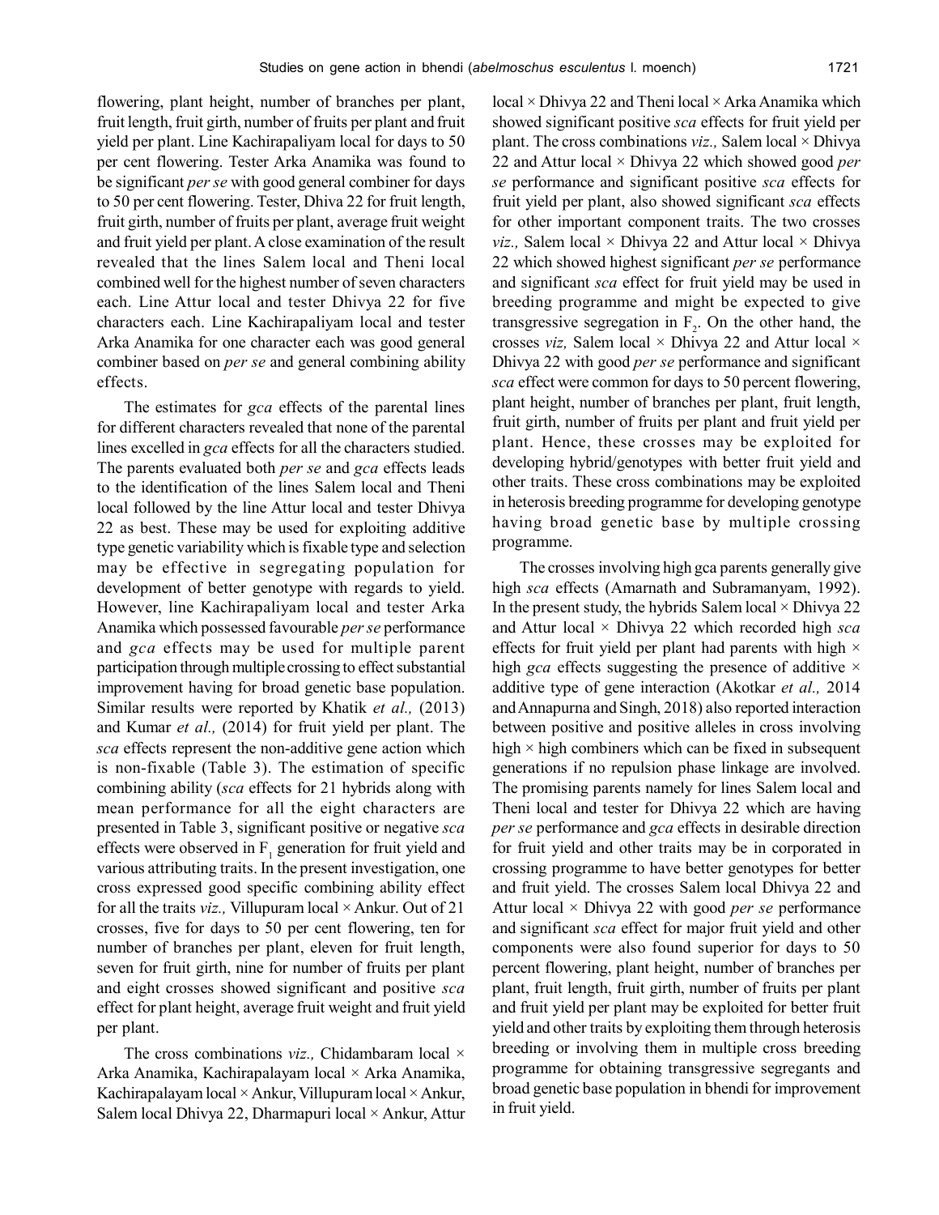flowering, plant height, number of branches per plant, fruit length, fruit girth, number of fruits per plant and fruit yield per plant. Line Kachirapaliyam local for days to 50 per cent flowering. Tester Arka Anamika was found to be significant *per se* with good general combiner for days to 50 per cent flowering. Tester, Dhiva 22 for fruit length, fruit girth, number of fruits per plant, average fruit weight and fruit yield per plant. A close examination of the result revealed that the lines Salem local and Theni local combined well for the highest number of seven characters each. Line Attur local and tester Dhivya 22 for five characters each. Line Kachirapaliyam local and tester Arka Anamika for one character each was good general combiner based on *per se* and general combining ability effects.

The estimates for *gca* effects of the parental lines for different characters revealed that none of the parental lines excelled in *gca* effects for all the characters studied. The parents evaluated both *per se* and *gca* effects leads to the identification of the lines Salem local and Theni local followed by the line Attur local and tester Dhivya 22 as best. These may be used for exploiting additive type genetic variability which is fixable type and selection may be effective in segregating population for development of better genotype with regards to yield. However, line Kachirapaliyam local and tester Arka Anamika which possessed favourable *per se* performance and *gca* effects may be used for multiple parent participation through multiple crossing to effect substantial improvement having for broad genetic base population. Similar results were reported by Khatik *et al.,* (2013) and Kumar *et al.,* (2014) for fruit yield per plant. The *sca* effects represent the non-additive gene action which is non-fixable (Table 3). The estimation of specific combining ability (*sca* effects for 21 hybrids along with mean performance for all the eight characters are presented in Table 3, significant positive or negative *sca* effects were observed in $F_1$ generation for fruit yield and various attributing traits. In the present investigation, one cross expressed good specific combining ability effect for all the traits *viz.,* Villupuram local × Ankur. Out of 21 crosses, five for days to 50 per cent flowering, ten for number of branches per plant, eleven for fruit length, seven for fruit girth, nine for number of fruits per plant and eight crosses showed significant and positive *sca* effect for plant height, average fruit weight and fruit yield per plant.

The cross combinations *viz.,* Chidambaram local × Arka Anamika, Kachirapalayam local × Arka Anamika, Kachirapalayam local × Ankur, Villupuram local × Ankur, Salem local Dhivya 22, Dharmapuri local × Ankur, Attur local × Dhivya 22 and Theni local × Arka Anamika which showed significant positive *sca* effects for fruit yield per plant. The cross combinations *viz.,* Salem local × Dhivya 22 and Attur local × Dhivya 22 which showed good *per se* performance and significant positive *sca* effects for fruit yield per plant, also showed significant *sca* effects for other important component traits. The two crosses *viz.,* Salem local × Dhivya 22 and Attur local × Dhivya 22 which showed highest significant *per se* performance and significant *sca* effect for fruit yield may be used in breeding programme and might be expected to give transgressive segregation in $F_2$. On the other hand, the crosses *viz,* Salem local × Dhivya 22 and Attur local × Dhivya 22 with good *per se* performance and significant *sca* effect were common for days to 50 percent flowering, plant height, number of branches per plant, fruit length, fruit girth, number of fruits per plant and fruit yield per plant. Hence, these crosses may be exploited for developing hybrid/genotypes with better fruit yield and other traits. These cross combinations may be exploited in heterosis breeding programme for developing genotype having broad genetic base by multiple crossing programme.

The crosses involving high gca parents generally give high *sca* effects (Amarnath and Subramanyam, 1992). In the present study, the hybrids Salem local × Dhivya 22 and Attur local × Dhivya 22 which recorded high *sca* effects for fruit yield per plant had parents with high × high *gca* effects suggesting the presence of additive × additive type of gene interaction (Akotkar *et al.,* 2014 and Annapurna and Singh, 2018) also reported interaction between positive and positive alleles in cross involving high × high combiners which can be fixed in subsequent generations if no repulsion phase linkage are involved. The promising parents namely for lines Salem local and Theni local and tester for Dhivya 22 which are having *per se* performance and *gca* effects in desirable direction for fruit yield and other traits may be in corporated in crossing programme to have better genotypes for better and fruit yield. The crosses Salem local Dhivya 22 and Attur local × Dhivya 22 with good *per se* performance and significant *sca* effect for major fruit yield and other components were also found superior for days to 50 percent flowering, plant height, number of branches per plant, fruit length, fruit girth, number of fruits per plant and fruit yield per plant may be exploited for better fruit yield and other traits by exploiting them through heterosis breeding or involving them in multiple cross breeding programme for obtaining transgressive segregants and broad genetic base population in bhendi for improvement in fruit yield.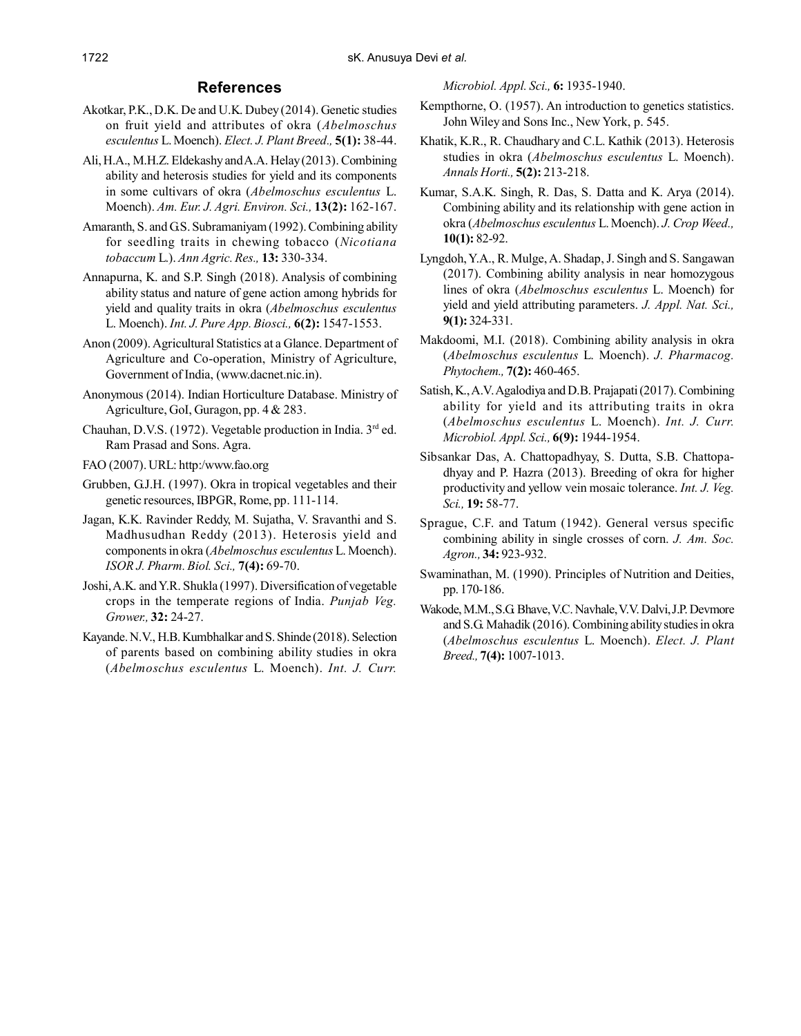## References

Akotkar, P.K., D.K. De and U.K. Dubey (2014). Genetic studies on fruit yield and attributes of okra (*Abelmoschus esculentus* L. Moench). *Elect. J. Plant Breed.,* **5(1):** 38-44.

Ali, H.A., M.H.Z. Eldekashy and A.A. Helay (2013). Combining ability and heterosis studies for yield and its components in some cultivars of okra (*Abelmoschus esculentus* L. Moench). *Am. Eur. J. Agri. Environ. Sci.,* **13(2):** 162-167.

Amaranth, S. and G.S. Subramaniyam (1992). Combining ability for seedling traits in chewing tobacco (*Nicotiana tobaccum* L.). *Ann Agric. Res.,* **13:** 330-334.

Annapurna, K. and S.P. Singh (2018). Analysis of combining ability status and nature of gene action among hybrids for yield and quality traits in okra (*Abelmoschus esculentus* L. Moench). *Int. J. Pure App. Biosci.,* **6(2):** 1547-1553.

Anon (2009). Agricultural Statistics at a Glance. Department of Agriculture and Co-operation, Ministry of Agriculture, Government of India, (www.dacnet.nic.in).

Anonymous (2014). Indian Horticulture Database. Ministry of Agriculture, GoI, Guragon, pp. 4 & 283.

Chauhan, D.V.S. (1972). Vegetable production in India. 3rd ed. Ram Prasad and Sons. Agra.

FAO (2007). URL: http:/www.fao.org

Grubben, G.J.H. (1997). Okra in tropical vegetables and their genetic resources, IBPGR, Rome, pp. 111-114.

Jagan, K.K. Ravinder Reddy, M. Sujatha, V. Sravanthi and S. Madhusudhan Reddy (2013). Heterosis yield and components in okra (*Abelmoschus esculentus* L. Moench). *ISOR J. Pharm. Biol. Sci.,* **7(4):** 69-70.

Joshi, A.K. and Y.R. Shukla (1997). Diversification of vegetable crops in the temperate regions of India. *Punjab Veg. Grower.,* **32:** 24-27.

Kayande. N.V., H.B. Kumbhalkar and S. Shinde (2018). Selection of parents based on combining ability studies in okra (*Abelmoschus esculentus* L. Moench). *Int. J. Curr. Microbiol. Appl. Sci.,* **6:** 1935-1940.

Kempthorne, O. (1957). An introduction to genetics statistics. John Wiley and Sons Inc., New York, p. 545.

Khatik, K.R., R. Chaudhary and C.L. Kathik (2013). Heterosis studies in okra (*Abelmoschus esculentus* L. Moench). *Annals Horti.,* **5(2):** 213-218.

Kumar, S.A.K. Singh, R. Das, S. Datta and K. Arya (2014). Combining ability and its relationship with gene action in okra (*Abelmoschus esculentus* L. Moench). *J. Crop Weed.,* **10(1):** 82-92.

Lyngdoh, Y.A., R. Mulge, A. Shadap, J. Singh and S. Sangawan (2017). Combining ability analysis in near homozygous lines of okra (*Abelmoschus esculentus* L. Moench) for yield and yield attributing parameters. *J. Appl. Nat. Sci.,* **9(1):** 324-331.

Makdoomi, M.I. (2018). Combining ability analysis in okra (*Abelmoschus esculentus* L. Moench). *J. Pharmacog. Phytochem.,* **7(2):** 460-465.

Satish, K., A.V. Agalodiya and D.B. Prajapati (2017). Combining ability for yield and its attributing traits in okra (*Abelmoschus esculentus* L. Moench). *Int. J. Curr. Microbiol. Appl. Sci.,* **6(9):** 1944-1954.

Sibsankar Das, A. Chattopadhyay, S. Dutta, S.B. Chattopadhyay and P. Hazra (2013). Breeding of okra for higher productivity and yellow vein mosaic tolerance. *Int. J. Veg. Sci.,* **19:** 58-77.

Sprague, C.F. and Tatum (1942). General versus specific combining ability in single crosses of corn. *J. Am. Soc. Agron.,* **34:** 923-932.

Swaminathan, M. (1990). Principles of Nutrition and Deities, pp. 170-186.

Wakode, M.M., S.G. Bhave, V.C. Navhale, V.V. Dalvi, J.P. Devmore and S.G. Mahadik (2016). Combining ability studies in okra (*Abelmoschus esculentus* L. Moench). *Elect. J. Plant Breed.,* **7(4):** 1007-1013.